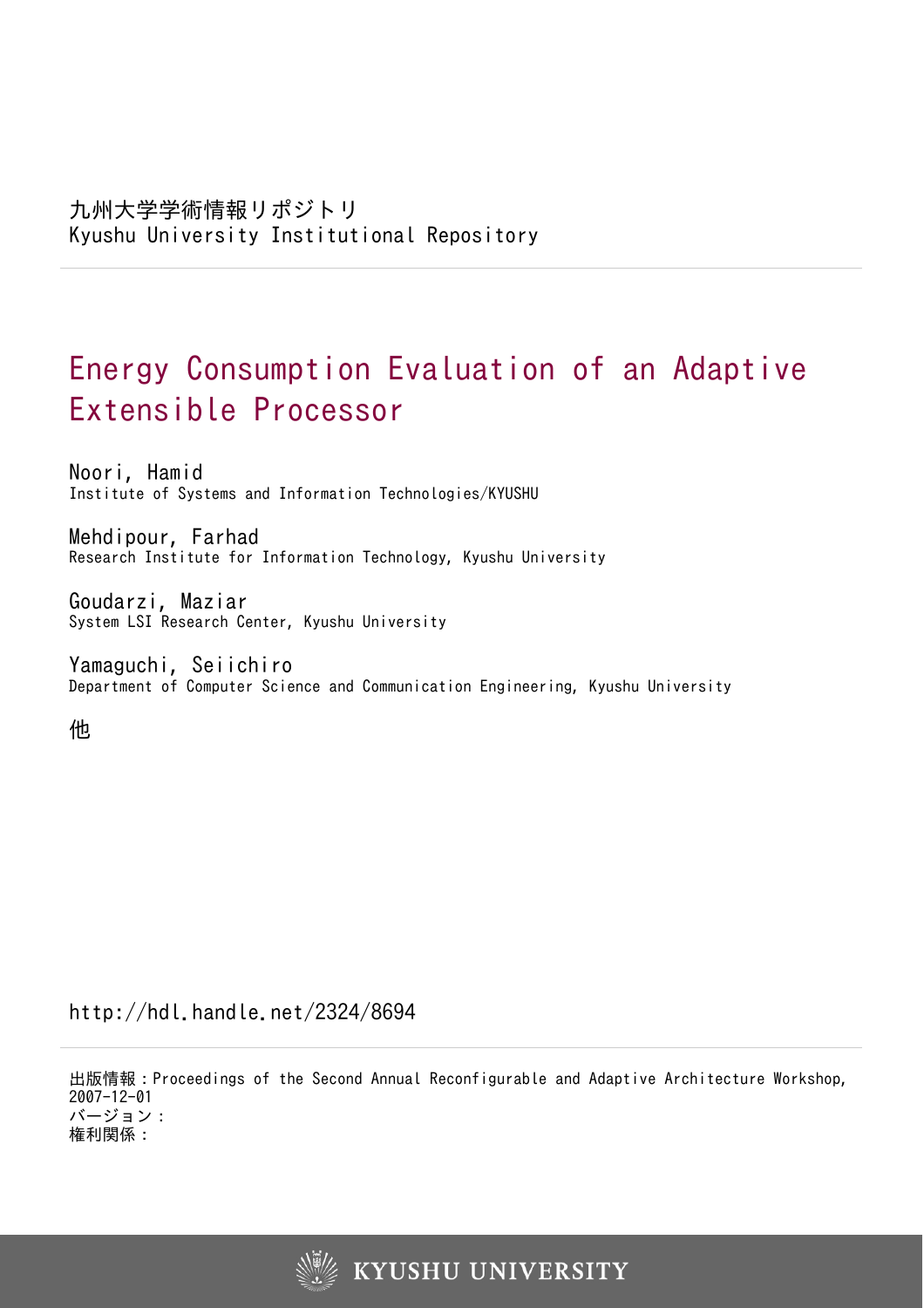九州大学学術情報リポジトリ
Kyushu University Institutional Repository

# Energy Consumption Evaluation of an Adaptive Extensible Processor

Noori, Hamid
Institute of Systems and Information Technologies/KYUSHU

Mehdipour, Farhad
Research Institute for Information Technology, Kyushu University

Goudarzi, Maziar
System LSI Research Center, Kyushu University

Yamaguchi, Seiichiro
Department of Computer Science and Communication Engineering, Kyushu University

他

http://hdl.handle.net/2324/8694

出版情報：Proceedings of the Second Annual Reconfigurable and Adaptive Architecture Workshop, 2007-12-01
バージョン：
権利関係：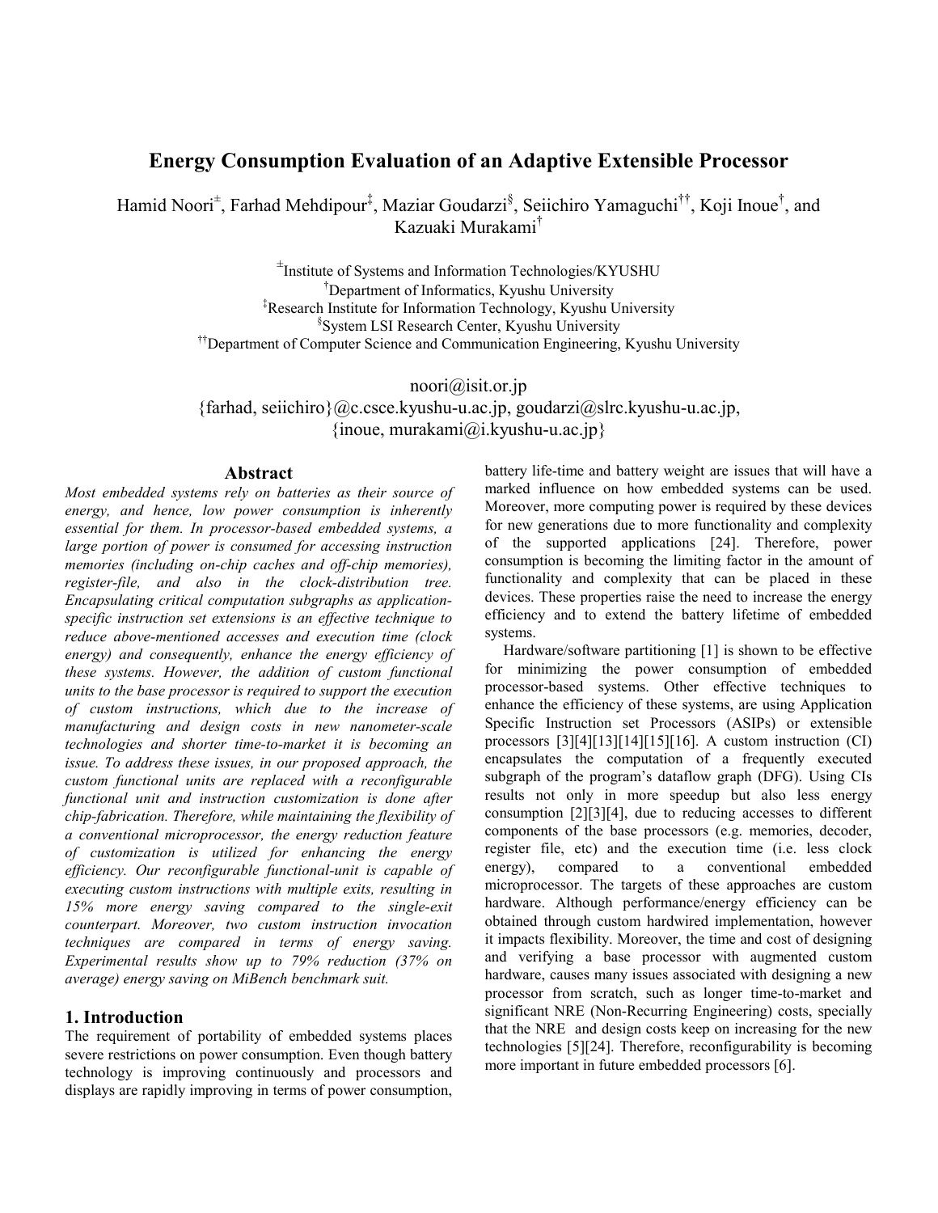# Energy Consumption Evaluation of an Adaptive Extensible Processor

Hamid Noori[±], Farhad Mehdipour[‡], Maziar Goudarzi[§], Seiichiro Yamaguchi[††], Koji Inoue[†], and Kazuaki Murakami[†]

[±]Institute of Systems and Information Technologies/KYUSHU
[†]Department of Informatics, Kyushu University
[‡]Research Institute for Information Technology, Kyushu University
[§]System LSI Research Center, Kyushu University
[††]Department of Computer Science and Communication Engineering, Kyushu University

noori@isit.or.jp
{farhad, seiichiro}@c.csce.kyushu-u.ac.jp, goudarzi@slrc.kyushu-u.ac.jp,
{inoue, murakami@i.kyushu-u.ac.jp}

## Abstract

*Most embedded systems rely on batteries as their source of energy, and hence, low power consumption is inherently essential for them. In processor-based embedded systems, a large portion of power is consumed for accessing instruction memories (including on-chip caches and off-chip memories), register-file, and also in the clock-distribution tree. Encapsulating critical computation subgraphs as application-specific instruction set extensions is an effective technique to reduce above-mentioned accesses and execution time (clock energy) and consequently, enhance the energy efficiency of these systems. However, the addition of custom functional units to the base processor is required to support the execution of custom instructions, which due to the increase of manufacturing and design costs in new nanometer-scale technologies and shorter time-to-market it is becoming an issue. To address these issues, in our proposed approach, the custom functional units are replaced with a reconfigurable functional unit and instruction customization is done after chip-fabrication. Therefore, while maintaining the flexibility of a conventional microprocessor, the energy reduction feature of customization is utilized for enhancing the energy efficiency. Our reconfigurable functional-unit is capable of executing custom instructions with multiple exits, resulting in 15% more energy saving compared to the single-exit counterpart. Moreover, two custom instruction invocation techniques are compared in terms of energy saving. Experimental results show up to 79% reduction (37% on average) energy saving on MiBench benchmark suit.*

## 1. Introduction

The requirement of portability of embedded systems places severe restrictions on power consumption. Even though battery technology is improving continuously and processors and displays are rapidly improving in terms of power consumption, battery life-time and battery weight are issues that will have a marked influence on how embedded systems can be used. Moreover, more computing power is required by these devices for new generations due to more functionality and complexity of the supported applications [24]. Therefore, power consumption is becoming the limiting factor in the amount of functionality and complexity that can be placed in these devices. These properties raise the need to increase the energy efficiency and to extend the battery lifetime of embedded systems.

Hardware/software partitioning [1] is shown to be effective for minimizing the power consumption of embedded processor-based systems. Other effective techniques to enhance the efficiency of these systems, are using Application Specific Instruction set Processors (ASIPs) or extensible processors [3][4][13][14][15][16]. A custom instruction (CI) encapsulates the computation of a frequently executed subgraph of the program's dataflow graph (DFG). Using CIs results not only in more speedup but also less energy consumption [2][3][4], due to reducing accesses to different components of the base processors (e.g. memories, decoder, register file, etc) and the execution time (i.e. less clock energy), compared to a conventional embedded microprocessor. The targets of these approaches are custom hardware. Although performance/energy efficiency can be obtained through custom hardwired implementation, however it impacts flexibility. Moreover, the time and cost of designing and verifying a base processor with augmented custom hardware, causes many issues associated with designing a new processor from scratch, such as longer time-to-market and significant NRE (Non-Recurring Engineering) costs, specially that the NRE and design costs keep on increasing for the new technologies [5][24]. Therefore, reconfigurability is becoming more important in future embedded processors [6].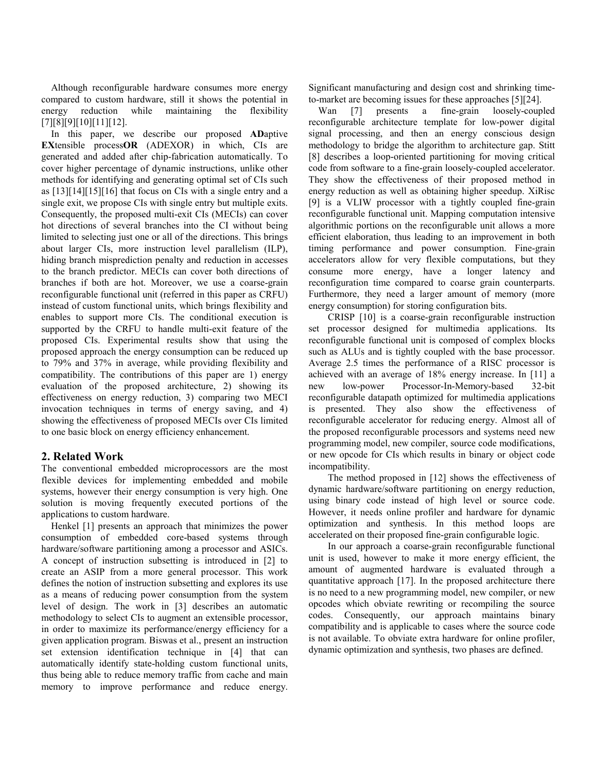Although reconfigurable hardware consumes more energy compared to custom hardware, still it shows the potential in energy reduction while maintaining the flexibility [7][8][9][10][11][12].

In this paper, we describe our proposed **AD**aptive **EX**tensible process**OR** (ADEXOR) in which, CIs are generated and added after chip-fabrication automatically. To cover higher percentage of dynamic instructions, unlike other methods for identifying and generating optimal set of CIs such as [13][14][15][16] that focus on CIs with a single entry and a single exit, we propose CIs with single entry but multiple exits. Consequently, the proposed multi-exit CIs (MECIs) can cover hot directions of several branches into the CI without being limited to selecting just one or all of the directions. This brings about larger CIs, more instruction level parallelism (ILP), hiding branch misprediction penalty and reduction in accesses to the branch predictor. MECIs can cover both directions of branches if both are hot. Moreover, we use a coarse-grain reconfigurable functional unit (referred in this paper as CRFU) instead of custom functional units, which brings flexibility and enables to support more CIs. The conditional execution is supported by the CRFU to handle multi-exit feature of the proposed CIs. Experimental results show that using the proposed approach the energy consumption can be reduced up to 79% and 37% in average, while providing flexibility and compatibility. The contributions of this paper are 1) energy evaluation of the proposed architecture, 2) showing its effectiveness on energy reduction, 3) comparing two MECI invocation techniques in terms of energy saving, and 4) showing the effectiveness of proposed MECIs over CIs limited to one basic block on energy efficiency enhancement.

## 2. Related Work

The conventional embedded microprocessors are the most flexible devices for implementing embedded and mobile systems, however their energy consumption is very high. One solution is moving frequently executed portions of the applications to custom hardware.

Henkel [1] presents an approach that minimizes the power consumption of embedded core-based systems through hardware/software partitioning among a processor and ASICs. A concept of instruction subsetting is introduced in [2] to create an ASIP from a more general processor. This work defines the notion of instruction subsetting and explores its use as a means of reducing power consumption from the system level of design. The work in [3] describes an automatic methodology to select CIs to augment an extensible processor, in order to maximize its performance/energy efficiency for a given application program. Biswas et al., present an instruction set extension identification technique in [4] that can automatically identify state-holding custom functional units, thus being able to reduce memory traffic from cache and main memory to improve performance and reduce energy. Significant manufacturing and design cost and shrinking time-to-market are becoming issues for these approaches [5][24].

Wan [7] presents a fine-grain loosely-coupled reconfigurable architecture template for low-power digital signal processing, and then an energy conscious design methodology to bridge the algorithm to architecture gap. Stitt [8] describes a loop-oriented partitioning for moving critical code from software to a fine-grain loosely-coupled accelerator. They show the effectiveness of their proposed method in energy reduction as well as obtaining higher speedup. XiRisc [9] is a VLIW processor with a tightly coupled fine-grain reconfigurable functional unit. Mapping computation intensive algorithmic portions on the reconfigurable unit allows a more efficient elaboration, thus leading to an improvement in both timing performance and power consumption. Fine-grain accelerators allow for very flexible computations, but they consume more energy, have a longer latency and reconfiguration time compared to coarse grain counterparts. Furthermore, they need a larger amount of memory (more energy consumption) for storing configuration bits.

CRISP [10] is a coarse-grain reconfigurable instruction set processor designed for multimedia applications. Its reconfigurable functional unit is composed of complex blocks such as ALUs and is tightly coupled with the base processor. Average 2.5 times the performance of a RISC processor is achieved with an average of 18% energy increase. In [11] a new low-power Processor-In-Memory-based 32-bit reconfigurable datapath optimized for multimedia applications is presented. They also show the effectiveness of reconfigurable accelerator for reducing energy. Almost all of the proposed reconfigurable processors and systems need new programming model, new compiler, source code modifications, or new opcode for CIs which results in binary or object code incompatibility.

The method proposed in [12] shows the effectiveness of dynamic hardware/software partitioning on energy reduction, using binary code instead of high level or source code. However, it needs online profiler and hardware for dynamic optimization and synthesis. In this method loops are accelerated on their proposed fine-grain configurable logic.

In our approach a coarse-grain reconfigurable functional unit is used, however to make it more energy efficient, the amount of augmented hardware is evaluated through a quantitative approach [17]. In the proposed architecture there is no need to a new programming model, new compiler, or new opcodes which obviate rewriting or recompiling the source codes. Consequently, our approach maintains binary compatibility and is applicable to cases where the source code is not available. To obviate extra hardware for online profiler, dynamic optimization and synthesis, two phases are defined.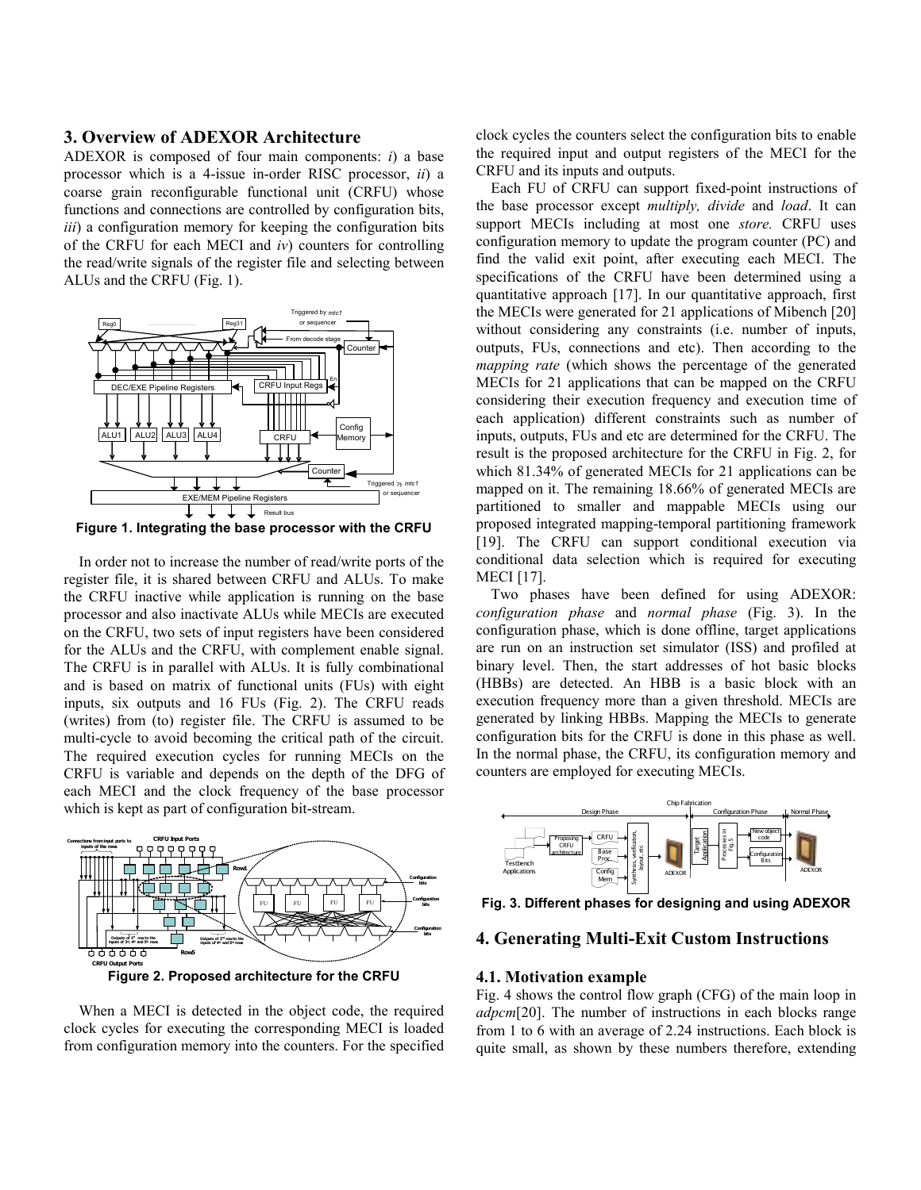## 3. Overview of ADEXOR Architecture

ADEXOR is composed of four main components: *i*) a base processor which is a 4-issue in-order RISC processor, *ii*) a coarse grain reconfigurable functional unit (CRFU) whose functions and connections are controlled by configuration bits, *iii*) a configuration memory for keeping the configuration bits of the CRFU for each MECI and *iv*) counters for controlling the read/write signals of the register file and selecting between ALUs and the CRFU (Fig. 1).

**Figure 1. Integrating the base processor with the CRFU**

In order not to increase the number of read/write ports of the register file, it is shared between CRFU and ALUs. To make the CRFU inactive while application is running on the base processor and also inactivate ALUs while MECIs are executed on the CRFU, two sets of input registers have been considered for the ALUs and the CRFU, with complement enable signal. The CRFU is in parallel with ALUs. It is fully combinational and is based on matrix of functional units (FUs) with eight inputs, six outputs and 16 FUs (Fig. 2). The CRFU reads (writes) from (to) register file. The CRFU is assumed to be multi-cycle to avoid becoming the critical path of the circuit. The required execution cycles for running MECIs on the CRFU is variable and depends on the depth of the DFG of each MECI and the clock frequency of the base processor which is kept as part of configuration bit-stream.

**Figure 2. Proposed architecture for the CRFU**

When a MECI is detected in the object code, the required clock cycles for executing the corresponding MECI is loaded from configuration memory into the counters. For the specified clock cycles the counters select the configuration bits to enable the required input and output registers of the MECI for the CRFU and its inputs and outputs.

Each FU of CRFU can support fixed-point instructions of the base processor except *multiply, divide* and *load*. It can support MECIs including at most one *store.* CRFU uses configuration memory to update the program counter (PC) and find the valid exit point, after executing each MECI. The specifications of the CRFU have been determined using a quantitative approach [17]. In our quantitative approach, first the MECIs were generated for 21 applications of Mibench [20] without considering any constraints (i.e. number of inputs, outputs, FUs, connections and etc). Then according to the *mapping rate* (which shows the percentage of the generated MECIs for 21 applications that can be mapped on the CRFU considering their execution frequency and execution time of each application) different constraints such as number of inputs, outputs, FUs and etc are determined for the CRFU. The result is the proposed architecture for the CRFU in Fig. 2, for which 81.34% of generated MECIs for 21 applications can be mapped on it. The remaining 18.66% of generated MECIs are partitioned to smaller and mappable MECIs using our proposed integrated mapping-temporal partitioning framework [19]. The CRFU can support conditional execution via conditional data selection which is required for executing MECI [17].

Two phases have been defined for using ADEXOR: *configuration phase* and *normal phase* (Fig. 3). In the configuration phase, which is done offline, target applications are run on an instruction set simulator (ISS) and profiled at binary level. Then, the start addresses of hot basic blocks (HBBs) are detected. An HBB is a basic block with an execution frequency more than a given threshold. MECIs are generated by linking HBBs. Mapping the MECIs to generate configuration bits for the CRFU is done in this phase as well. In the normal phase, the CRFU, its configuration memory and counters are employed for executing MECIs.

**Fig. 3. Different phases for designing and using ADEXOR**

## 4. Generating Multi-Exit Custom Instructions

### 4.1. Motivation example

Fig. 4 shows the control flow graph (CFG) of the main loop in *adpcm*[20]. The number of instructions in each blocks range from 1 to 6 with an average of 2.24 instructions. Each block is quite small, as shown by these numbers therefore, extending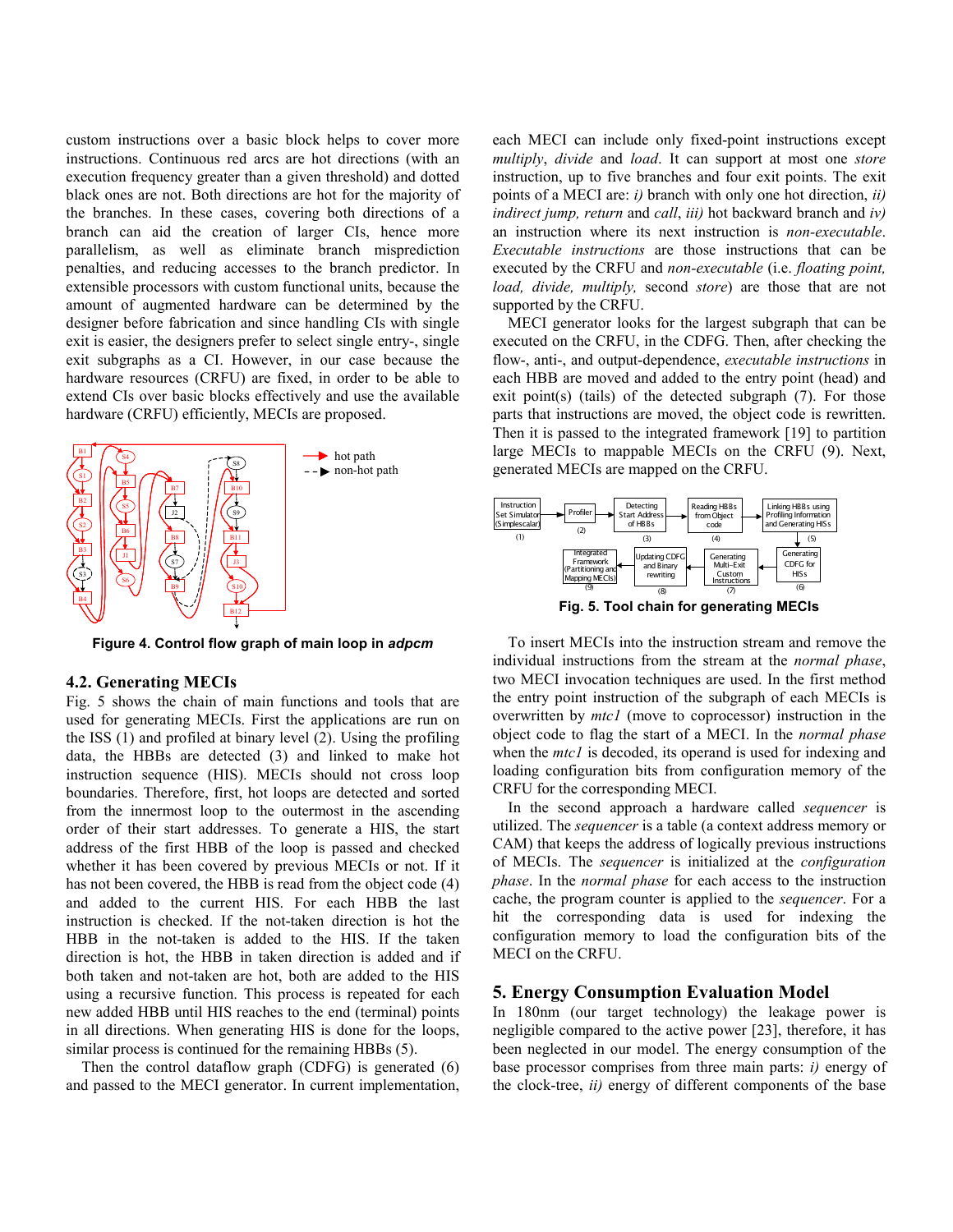custom instructions over a basic block helps to cover more instructions. Continuous red arcs are hot directions (with an execution frequency greater than a given threshold) and dotted black ones are not. Both directions are hot for the majority of the branches. In these cases, covering both directions of a branch can aid the creation of larger CIs, hence more parallelism, as well as eliminate branch misprediction penalties, and reducing accesses to the branch predictor. In extensible processors with custom functional units, because the amount of augmented hardware can be determined by the designer before fabrication and since handling CIs with single exit is easier, the designers prefer to select single entry-, single exit subgraphs as a CI. However, in our case because the hardware resources (CRFU) are fixed, in order to be able to extend CIs over basic blocks effectively and use the available hardware (CRFU) efficiently, MECIs are proposed.

**Figure 4. Control flow graph of main loop in *adpcm***

### 4.2. Generating MECIs

Fig. 5 shows the chain of main functions and tools that are used for generating MECIs. First the applications are run on the ISS (1) and profiled at binary level (2). Using the profiling data, the HBBs are detected (3) and linked to make hot instruction sequence (HIS). MECIs should not cross loop boundaries. Therefore, first, hot loops are detected and sorted from the innermost loop to the outermost in the ascending order of their start addresses. To generate a HIS, the start address of the first HBB of the loop is passed and checked whether it has been covered by previous MECIs or not. If it has not been covered, the HBB is read from the object code (4) and added to the current HIS. For each HBB the last instruction is checked. If the not-taken direction is hot the HBB in the not-taken is added to the HIS. If the taken direction is hot, the HBB in taken direction is added and if both taken and not-taken are hot, both are added to the HIS using a recursive function. This process is repeated for each new added HBB until HIS reaches to the end (terminal) points in all directions. When generating HIS is done for the loops, similar process is continued for the remaining HBBs (5).

Then the control dataflow graph (CDFG) is generated (6) and passed to the MECI generator. In current implementation, each MECI can include only fixed-point instructions except *multiply*, *divide* and *load*. It can support at most one *store* instruction, up to five branches and four exit points. The exit points of a MECI are: *i)* branch with only one hot direction, *ii) indirect jump, return* and *call*, *iii)* hot backward branch and *iv)* an instruction where its next instruction is *non-executable*. *Executable instructions* are those instructions that can be executed by the CRFU and *non-executable* (i.e. *floating point, load, divide, multiply,* second *store*) are those that are not supported by the CRFU.

MECI generator looks for the largest subgraph that can be executed on the CRFU, in the CDFG. Then, after checking the flow-, anti-, and output-dependence, *executable instructions* in each HBB are moved and added to the entry point (head) and exit point(s) (tails) of the detected subgraph (7). For those parts that instructions are moved, the object code is rewritten. Then it is passed to the integrated framework [19] to partition large MECIs to mappable MECIs on the CRFU (9). Next, generated MECIs are mapped on the CRFU.

**Fig. 5. Tool chain for generating MECIs**

To insert MECIs into the instruction stream and remove the individual instructions from the stream at the *normal phase*, two MECI invocation techniques are used. In the first method the entry point instruction of the subgraph of each MECIs is overwritten by *mtc1* (move to coprocessor) instruction in the object code to flag the start of a MECI. In the *normal phase* when the *mtc1* is decoded, its operand is used for indexing and loading configuration bits from configuration memory of the CRFU for the corresponding MECI.

In the second approach a hardware called *sequencer* is utilized. The *sequencer* is a table (a context address memory or CAM) that keeps the address of logically previous instructions of MECIs. The *sequencer* is initialized at the *configuration phase*. In the *normal phase* for each access to the instruction cache, the program counter is applied to the *sequencer*. For a hit the corresponding data is used for indexing the configuration memory to load the configuration bits of the MECI on the CRFU.

## 5. Energy Consumption Evaluation Model

In 180nm (our target technology) the leakage power is negligible compared to the active power [23], therefore, it has been neglected in our model. The energy consumption of the base processor comprises from three main parts: *i)* energy of the clock-tree, *ii)* energy of different components of the base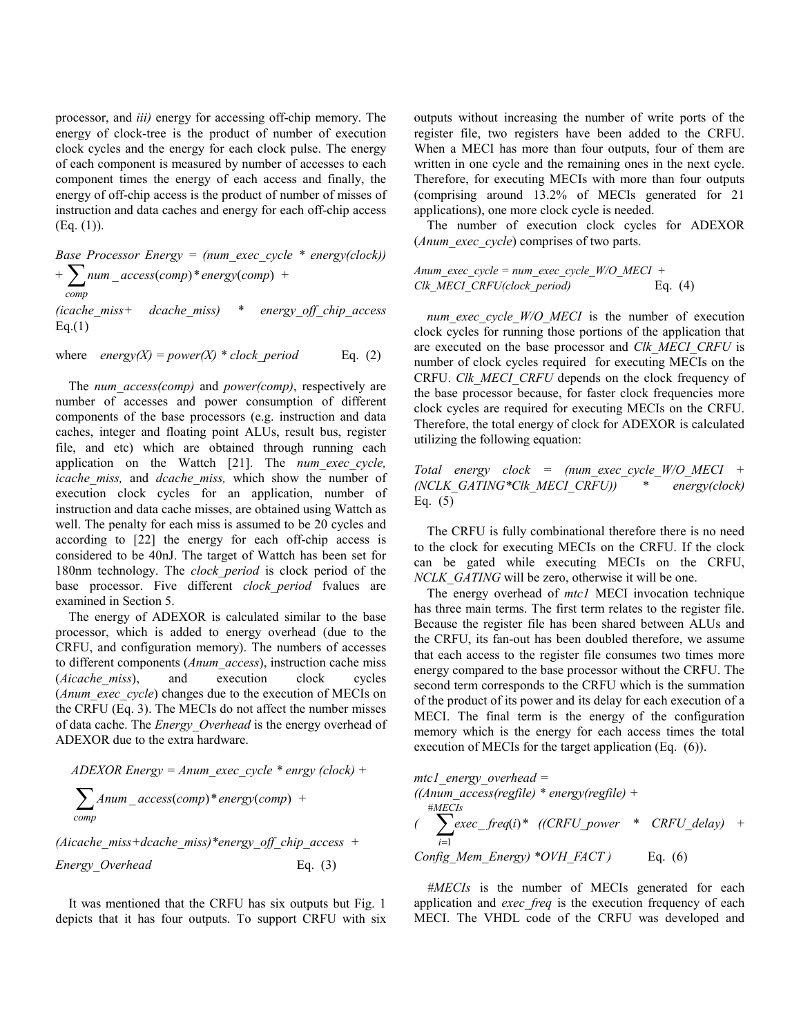processor, and *iii)* energy for accessing off-chip memory. The energy of clock-tree is the product of number of execution clock cycles and the energy for each clock pulse. The energy of each component is measured by number of accesses to each component times the energy of each access and finally, the energy of off-chip access is the product of number of misses of instruction and data caches and energy for each off-chip access (Eq. (1)).

$$Base\ Processor\ Energy = (num\_exec\_cycle * energy(clock)) + \sum_{comp} num\_access(comp) * energy(comp) + (icache\_miss + dcache\_miss) * energy\_off\_chip\_access \quad \text{Eq.(1)}$$

$$\text{where} \quad energy(X) = power(X) * clock\_period \quad \text{Eq. (2)}$$

The *num_access(comp)* and *power(comp)*, respectively are number of accesses and power consumption of different components of the base processors (e.g. instruction and data caches, integer and floating point ALUs, result bus, register file, and etc) which are obtained through running each application on the Wattch [21]. The *num_exec_cycle, icache_miss,* and *dcache_miss,* which show the number of execution clock cycles for an application, number of instruction and data cache misses, are obtained using Wattch as well. The penalty for each miss is assumed to be 20 cycles and according to [22] the energy for each off-chip access is considered to be 40nJ. The target of Wattch has been set for 180nm technology. The *clock_period* is clock period of the base processor. Five different *clock_period* fvalues are examined in Section 5.

The energy of ADEXOR is calculated similar to the base processor, which is added to energy overhead (due to the CRFU, and configuration memory). The numbers of accesses to different components (*Anum_access*), instruction cache miss (*Aicache_miss*), and execution clock cycles (*Anum_exec_cycle*) changes due to the execution of MECIs on the CRFU (Eq. 3). The MECIs do not affect the number misses of data cache. The *Energy_Overhead* is the energy overhead of ADEXOR due to the extra hardware.

$$ADEXOR\ Energy = Anum\_exec\_cycle * enrgy\ (clock) + \sum_{comp} Anum\_access(comp) * energy(comp) + (Aicache\_miss + dcache\_miss) * energy\_off\_chip\_access + Energy\_Overhead \quad \text{Eq. (3)}$$

It was mentioned that the CRFU has six outputs but Fig. 1 depicts that it has four outputs. To support CRFU with six outputs without increasing the number of write ports of the register file, two registers have been added to the CRFU. When a MECI has more than four outputs, four of them are written in one cycle and the remaining ones in the next cycle. Therefore, for executing MECIs with more than four outputs (comprising around 13.2% of MECIs generated for 21 applications), one more clock cycle is needed.

The number of execution clock cycles for ADEXOR (*Anum_exec_cycle*) comprises of two parts.

$$Anum\_exec\_cycle = num\_exec\_cycle\_W/O\_MECI + Clk\_MECI\_CRFU(clock\_period) \quad \text{Eq. (4)}$$

*num_exec_cycle_W/O_MECI* is the number of execution clock cycles for running those portions of the application that are executed on the base processor and *Clk_MECI_CRFU* is number of clock cycles required for executing MECIs on the CRFU. *Clk_MECI_CRFU* depends on the clock frequency of the base processor because, for faster clock frequencies more clock cycles are required for executing MECIs on the CRFU. Therefore, the total energy of clock for ADEXOR is calculated utilizing the following equation:

$$Total\ energy\ clock = (num\_exec\_cycle\_W/O\_MECI + (NCLK\_GATING * Clk\_MECI\_CRFU)) * energy(clock) \quad \text{Eq. (5)}$$

The CRFU is fully combinational therefore there is no need to the clock for executing MECIs on the CRFU. If the clock can be gated while executing MECIs on the CRFU, *NCLK_GATING* will be zero, otherwise it will be one.

The energy overhead of *mtc1* MECI invocation technique has three main terms. The first term relates to the register file. Because the register file has been shared between ALUs and the CRFU, its fan-out has been doubled therefore, we assume that each access to the register file consumes two times more energy compared to the base processor without the CRFU. The second term corresponds to the CRFU which is the summation of the product of its power and its delay for each execution of a MECI. The final term is the energy of the configuration memory which is the energy for each access times the total execution of MECIs for the target application (Eq. (6)).

$$mtc1\_energy\_overhead = ((Anum\_access(regfile) * energy(regfile) + (\sum_{i=1}^{\#MECIs} exec\_freq(i) * ((CRFU\_power * CRFU\_delay) + Config\_Mem\_Energy) * OVH\_FACT) \quad \text{Eq. (6)}$$

*#MECIs* is the number of MECIs generated for each application and *exec_freq* is the execution frequency of each MECI. The VHDL code of the CRFU was developed and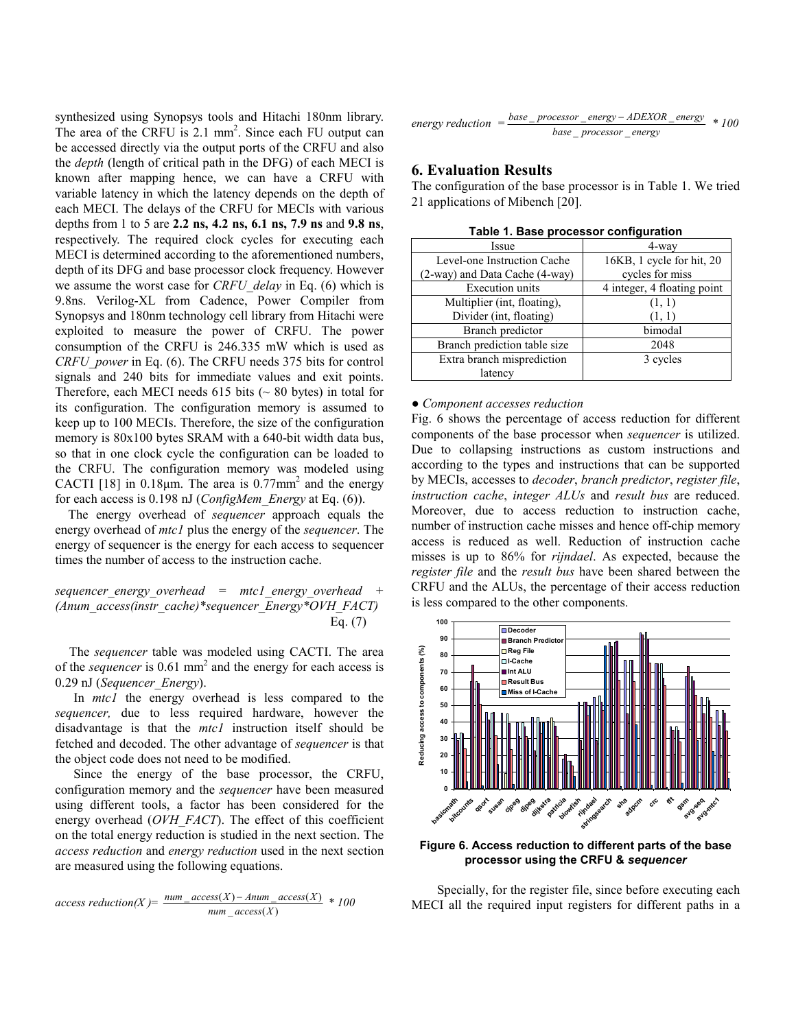synthesized using Synopsys tools and Hitachi 180nm library. The area of the CRFU is 2.1 mm$^2$. Since each FU output can be accessed directly via the output ports of the CRFU and also the *depth* (length of critical path in the DFG) of each MECI is known after mapping hence, we can have a CRFU with variable latency in which the latency depends on the depth of each MECI. The delays of the CRFU for MECIs with various depths from 1 to 5 are **2.2 ns, 4.2 ns, 6.1 ns, 7.9 ns** and **9.8 ns**, respectively. The required clock cycles for executing each MECI is determined according to the aforementioned numbers, depth of its DFG and base processor clock frequency. However we assume the worst case for *CRFU_delay* in Eq. (6) which is 9.8ns. Verilog-XL from Cadence, Power Compiler from Synopsys and 180nm technology cell library from Hitachi were exploited to measure the power of CRFU. The power consumption of the CRFU is 246.335 mW which is used as *CRFU_power* in Eq. (6). The CRFU needs 375 bits for control signals and 240 bits for immediate values and exit points. Therefore, each MECI needs 615 bits (~ 80 bytes) in total for its configuration. The configuration memory is assumed to keep up to 100 MECIs. Therefore, the size of the configuration memory is 80x100 bytes SRAM with a 640-bit width data bus, so that in one clock cycle the configuration can be loaded to the CRFU. The configuration memory was modeled using CACTI [18] in 0.18µm. The area is 0.77mm$^2$ and the energy for each access is 0.198 nJ (*ConfigMem_Energy* at Eq. (6)).

The energy overhead of *sequencer* approach equals the energy overhead of *mtc1* plus the energy of the *sequencer*. The energy of sequencer is the energy for each access to sequencer times the number of access to the instruction cache.

$$sequencer\_energy\_overhead = mtc1\_energy\_overhead + (Anum\_access(instr\_cache)*sequencer\_Energy*OVH\_FACT) \quad \text{Eq. (7)}$$

The *sequencer* table was modeled using CACTI. The area of the *sequencer* is 0.61 mm$^2$ and the energy for each access is 0.29 nJ (*Sequencer_Energy*).

In *mtc1* the energy overhead is less compared to the *sequencer,* due to less required hardware, however the disadvantage is that the *mtc1* instruction itself should be fetched and decoded. The other advantage of *sequencer* is that the object code does not need to be modified.

Since the energy of the base processor, the CRFU, configuration memory and the *sequencer* have been measured using different tools, a factor has been considered for the energy overhead (*OVH_FACT*). The effect of this coefficient on the total energy reduction is studied in the next section. The *access reduction* and *energy reduction* used in the next section are measured using the following equations.

$$access\ reduction(X) = \frac{num\_access(X) - Anum\_access(X)}{num\_access(X)} * 100$$

$$energy\ reduction = \frac{base\_processor\_energy - ADEXOR\_energy}{base\_processor\_energy} * 100$$

## 6. Evaluation Results

The configuration of the base processor is in Table 1. We tried 21 applications of Mibench [20].

**Table 1. Base processor configuration**

| Issue | 4-way |
|---|---|
| Level-one Instruction Cache (2-way) and Data Cache (4-way) | 16KB, 1 cycle for hit, 20 cycles for miss |
| Execution units | 4 integer, 4 floating point |
| Multiplier (int, floating), Divider (int, floating) | (1, 1) (1, 1) |
| Branch predictor | bimodal |
| Branch prediction table size | 2048 |
| Extra branch misprediction latency | 3 cycles |

● *Component accesses reduction*

Fig. 6 shows the percentage of access reduction for different components of the base processor when *sequencer* is utilized. Due to collapsing instructions as custom instructions and according to the types and instructions that can be supported by MECIs, accesses to *decoder*, *branch predictor*, *register file*, *instruction cache*, *integer ALUs* and *result bus* are reduced. Moreover, due to access reduction to instruction cache, number of instruction cache misses and hence off-chip memory access is reduced as well. Reduction of instruction cache misses is up to 86% for *rijndael*. As expected, because the *register file* and the *result bus* have been shared between the CRFU and the ALUs, the percentage of their access reduction is less compared to the other components.

**Figure 6. Access reduction to different parts of the base processor using the CRFU & *sequencer***

Specially, for the register file, since before executing each MECI all the required input registers for different paths in a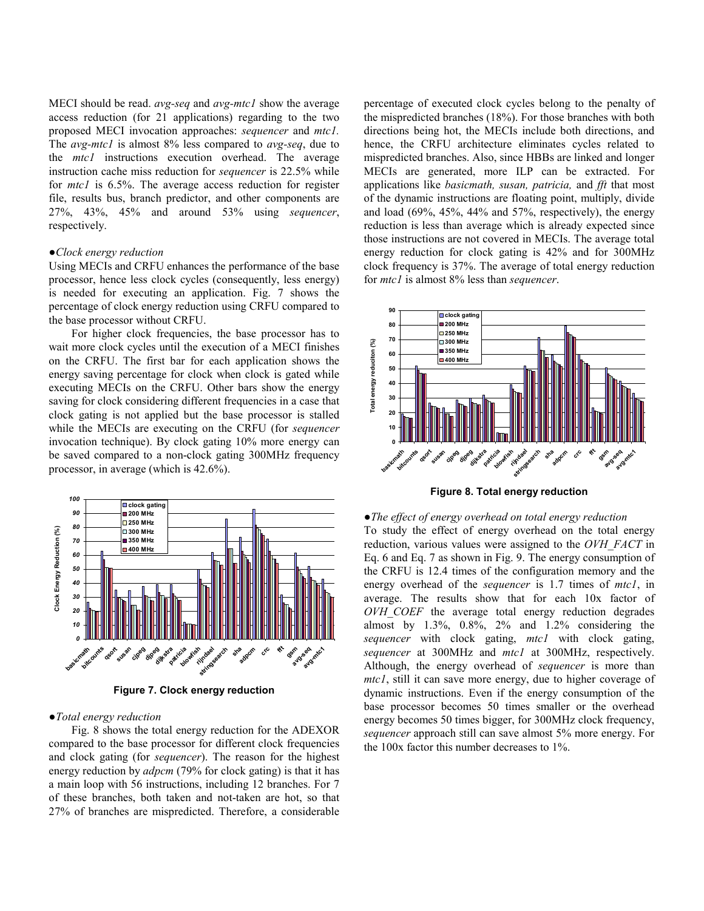MECI should be read. *avg-seq* and *avg-mtc1* show the average access reduction (for 21 applications) regarding to the two proposed MECI invocation approaches: *sequencer* and *mtc1*. The *avg-mtc1* is almost 8% less compared to *avg-seq*, due to the *mtc1* instructions execution overhead. The average instruction cache miss reduction for *sequencer* is 22.5% while for *mtc1* is 6.5%. The average access reduction for register file, results bus, branch predictor, and other components are 27%, 43%, 45% and around 53% using *sequencer*, respectively.

●*Clock energy reduction*

Using MECIs and CRFU enhances the performance of the base processor, hence less clock cycles (consequently, less energy) is needed for executing an application. Fig. 7 shows the percentage of clock energy reduction using CRFU compared to the base processor without CRFU.

For higher clock frequencies, the base processor has to wait more clock cycles until the execution of a MECI finishes on the CRFU. The first bar for each application shows the energy saving percentage for clock when clock is gated while executing MECIs on the CRFU. Other bars show the energy saving for clock considering different frequencies in a case that clock gating is not applied but the base processor is stalled while the MECIs are executing on the CRFU (for *sequencer* invocation technique). By clock gating 10% more energy can be saved compared to a non-clock gating 300MHz frequency processor, in average (which is 42.6%).

**Figure 7. Clock energy reduction**

●*Total energy reduction*

Fig. 8 shows the total energy reduction for the ADEXOR compared to the base processor for different clock frequencies and clock gating (for *sequencer*). The reason for the highest energy reduction by *adpcm* (79% for clock gating) is that it has a main loop with 56 instructions, including 12 branches. For 7 of these branches, both taken and not-taken are hot, so that 27% of branches are mispredicted. Therefore, a considerable percentage of executed clock cycles belong to the penalty of the mispredicted branches (18%). For those branches with both directions being hot, the MECIs include both directions, and hence, the CRFU architecture eliminates cycles related to mispredicted branches. Also, since HBBs are linked and longer MECIs are generated, more ILP can be extracted. For applications like *basicmath, susan, patricia,* and *fft* that most of the dynamic instructions are floating point, multiply, divide and load (69%, 45%, 44% and 57%, respectively), the energy reduction is less than average which is already expected since those instructions are not covered in MECIs. The average total energy reduction for clock gating is 42% and for 300MHz clock frequency is 37%. The average of total energy reduction for *mtc1* is almost 8% less than *sequencer*.

**Figure 8. Total energy reduction**

●*The effect of energy overhead on total energy reduction*

To study the effect of energy overhead on the total energy reduction, various values were assigned to the *OVH_FACT* in Eq. 6 and Eq. 7 as shown in Fig. 9. The energy consumption of the CRFU is 12.4 times of the configuration memory and the energy overhead of the *sequencer* is 1.7 times of *mtc1*, in average. The results show that for each 10x factor of *OVH_COEF* the average total energy reduction degrades almost by 1.3%, 0.8%, 2% and 1.2% considering the *sequencer* with clock gating, *mtc1* with clock gating, *sequencer* at 300MHz and *mtc1* at 300MHz, respectively. Although, the energy overhead of *sequencer* is more than *mtc1*, still it can save more energy, due to higher coverage of dynamic instructions. Even if the energy consumption of the base processor becomes 50 times smaller or the overhead energy becomes 50 times bigger, for 300MHz clock frequency, *sequencer* approach still can save almost 5% more energy. For the 100x factor this number decreases to 1%.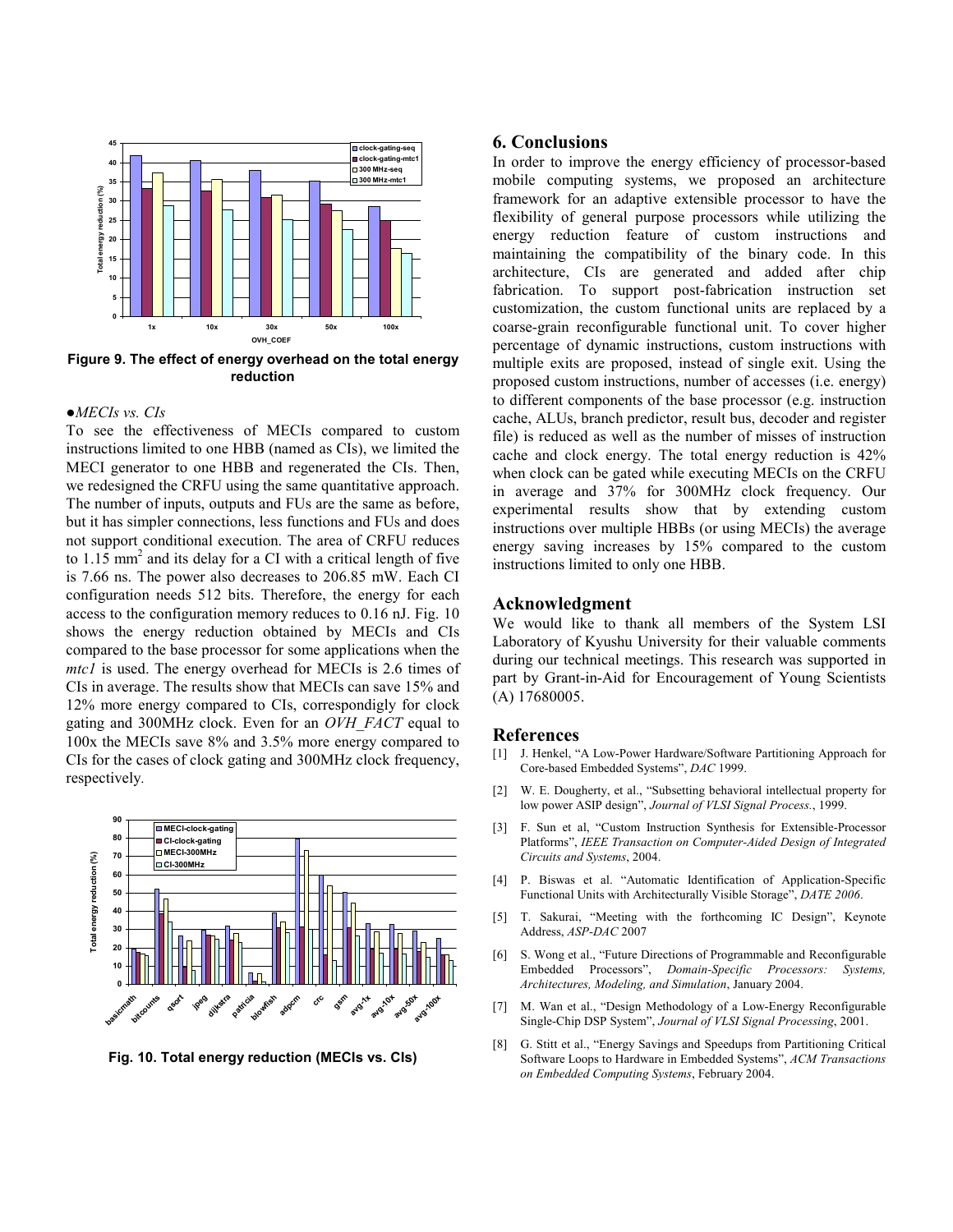Figure 9. The effect of energy overhead on the total energy reduction

●*MECIs vs. CIs*

To see the effectiveness of MECIs compared to custom instructions limited to one HBB (named as CIs), we limited the MECI generator to one HBB and regenerated the CIs. Then, we redesigned the CRFU using the same quantitative approach. The number of inputs, outputs and FUs are the same as before, but it has simpler connections, less functions and FUs and does not support conditional execution. The area of CRFU reduces to 1.15 $mm^2$ and its delay for a CI with a critical length of five is 7.66 ns. The power also decreases to 206.85 mW. Each CI configuration needs 512 bits. Therefore, the energy for each access to the configuration memory reduces to 0.16 nJ. Fig. 10 shows the energy reduction obtained by MECIs and CIs compared to the base processor for some applications when the *mtc1* is used. The energy overhead for MECIs is 2.6 times of CIs in average. The results show that MECIs can save 15% and 12% more energy compared to CIs, correspondigly for clock gating and 300MHz clock. Even for an *OVH_FACT* equal to 100x the MECIs save 8% and 3.5% more energy compared to CIs for the cases of clock gating and 300MHz clock frequency, respectively.

Fig. 10. Total energy reduction (MECIs vs. CIs)

## 6. Conclusions

In order to improve the energy efficiency of processor-based mobile computing systems, we proposed an architecture framework for an adaptive extensible processor to have the flexibility of general purpose processors while utilizing the energy reduction feature of custom instructions and maintaining the compatibility of the binary code. In this architecture, CIs are generated and added after chip fabrication. To support post-fabrication instruction set customization, the custom functional units are replaced by a coarse-grain reconfigurable functional unit. To cover higher percentage of dynamic instructions, custom instructions with multiple exits are proposed, instead of single exit. Using the proposed custom instructions, number of accesses (i.e. energy) to different components of the base processor (e.g. instruction cache, ALUs, branch predictor, result bus, decoder and register file) is reduced as well as the number of misses of instruction cache and clock energy. The total energy reduction is 42% when clock can be gated while executing MECIs on the CRFU in average and 37% for 300MHz clock frequency. Our experimental results show that by extending custom instructions over multiple HBBs (or using MECIs) the average energy saving increases by 15% compared to the custom instructions limited to only one HBB.

## Acknowledgment

We would like to thank all members of the System LSI Laboratory of Kyushu University for their valuable comments during our technical meetings. This research was supported in part by Grant-in-Aid for Encouragement of Young Scientists (A) 17680005.

## References

[1] J. Henkel, "A Low-Power Hardware/Software Partitioning Approach for Core-based Embedded Systems", *DAC* 1999.

[2] W. E. Dougherty, et al., "Subsetting behavioral intellectual property for low power ASIP design", *Journal of VLSI Signal Process.*, 1999.

[3] F. Sun et al, "Custom Instruction Synthesis for Extensible-Processor Platforms", *IEEE Transaction on Computer-Aided Design of Integrated Circuits and Systems*, 2004.

[4] P. Biswas et al. "Automatic Identification of Application-Specific Functional Units with Architecturally Visible Storage", *DATE 2006*.

[5] T. Sakurai, "Meeting with the forthcoming IC Design", Keynote Address, *ASP-DAC* 2007

[6] S. Wong et al., "Future Directions of Programmable and Reconfigurable Embedded Processors", *Domain-Specific Processors: Systems, Architectures, Modeling, and Simulation*, January 2004.

[7] M. Wan et al., "Design Methodology of a Low-Energy Reconfigurable Single-Chip DSP System", *Journal of VLSI Signal Processing*, 2001.

[8] G. Stitt et al., "Energy Savings and Speedups from Partitioning Critical Software Loops to Hardware in Embedded Systems", *ACM Transactions on Embedded Computing Systems*, February 2004.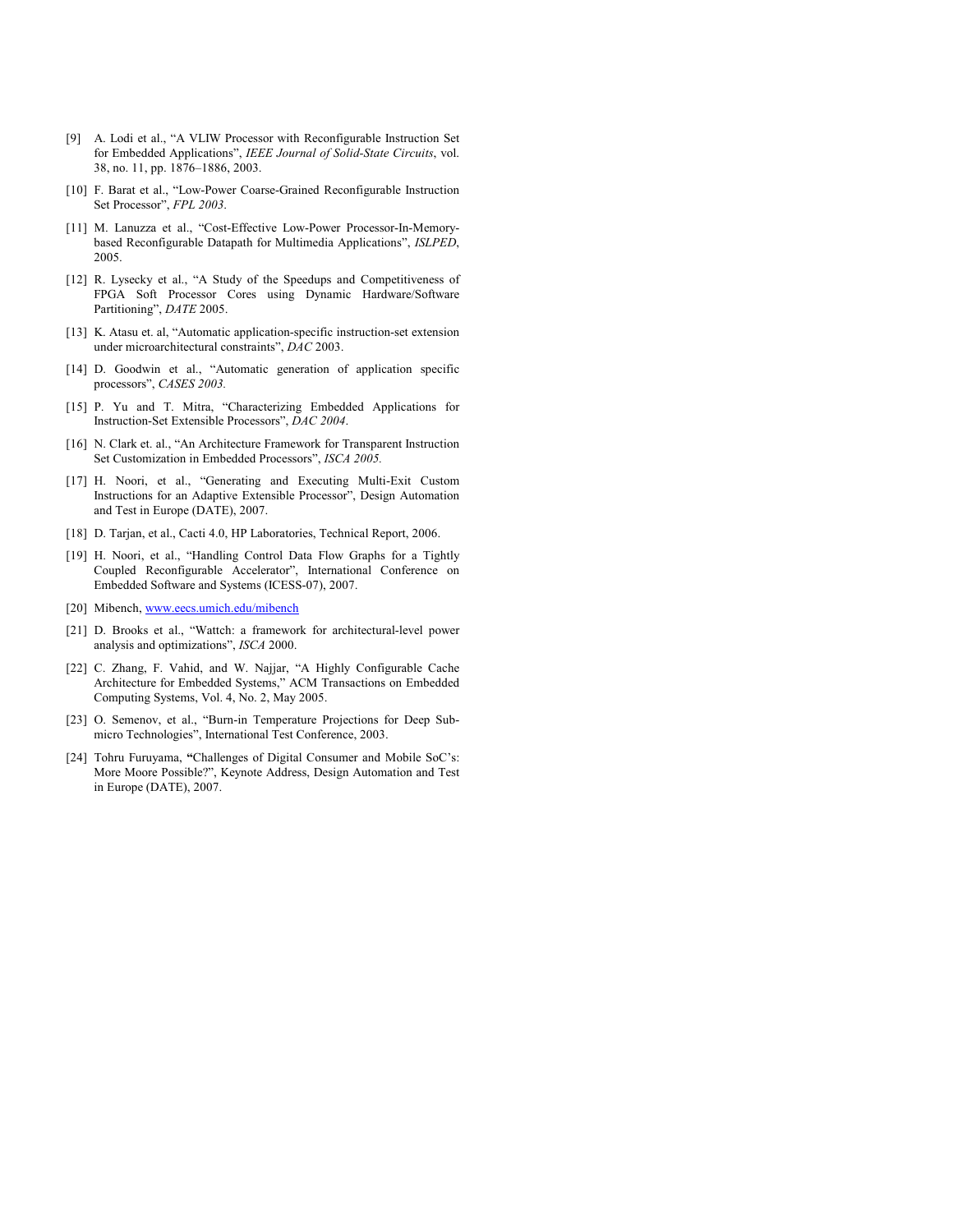[9] A. Lodi et al., "A VLIW Processor with Reconfigurable Instruction Set for Embedded Applications", *IEEE Journal of Solid-State Circuits*, vol. 38, no. 11, pp. 1876–1886, 2003.

[10] F. Barat et al., "Low-Power Coarse-Grained Reconfigurable Instruction Set Processor", *FPL 2003*.

[11] M. Lanuzza et al., "Cost-Effective Low-Power Processor-In-Memory-based Reconfigurable Datapath for Multimedia Applications", *ISLPED*, 2005.

[12] R. Lysecky et al., "A Study of the Speedups and Competitiveness of FPGA Soft Processor Cores using Dynamic Hardware/Software Partitioning", *DATE* 2005.

[13] K. Atasu et. al, "Automatic application-specific instruction-set extension under microarchitectural constraints", *DAC* 2003.

[14] D. Goodwin et al., "Automatic generation of application specific processors", *CASES 2003.*

[15] P. Yu and T. Mitra, "Characterizing Embedded Applications for Instruction-Set Extensible Processors", *DAC 2004*.

[16] N. Clark et. al., "An Architecture Framework for Transparent Instruction Set Customization in Embedded Processors", *ISCA 2005.*

[17] H. Noori, et al., "Generating and Executing Multi-Exit Custom Instructions for an Adaptive Extensible Processor", Design Automation and Test in Europe (DATE), 2007.

[18] D. Tarjan, et al., Cacti 4.0, HP Laboratories, Technical Report, 2006.

[19] H. Noori, et al., "Handling Control Data Flow Graphs for a Tightly Coupled Reconfigurable Accelerator", International Conference on Embedded Software and Systems (ICESS-07), 2007.

[20] Mibench, www.eecs.umich.edu/mibench

[21] D. Brooks et al., "Wattch: a framework for architectural-level power analysis and optimizations", *ISCA* 2000.

[22] C. Zhang, F. Vahid, and W. Najjar, "A Highly Configurable Cache Architecture for Embedded Systems," ACM Transactions on Embedded Computing Systems, Vol. 4, No. 2, May 2005.

[23] O. Semenov, et al., "Burn-in Temperature Projections for Deep Sub-micro Technologies", International Test Conference, 2003.

[24] Tohru Furuyama, "Challenges of Digital Consumer and Mobile SoC's: More Moore Possible?", Keynote Address, Design Automation and Test in Europe (DATE), 2007.